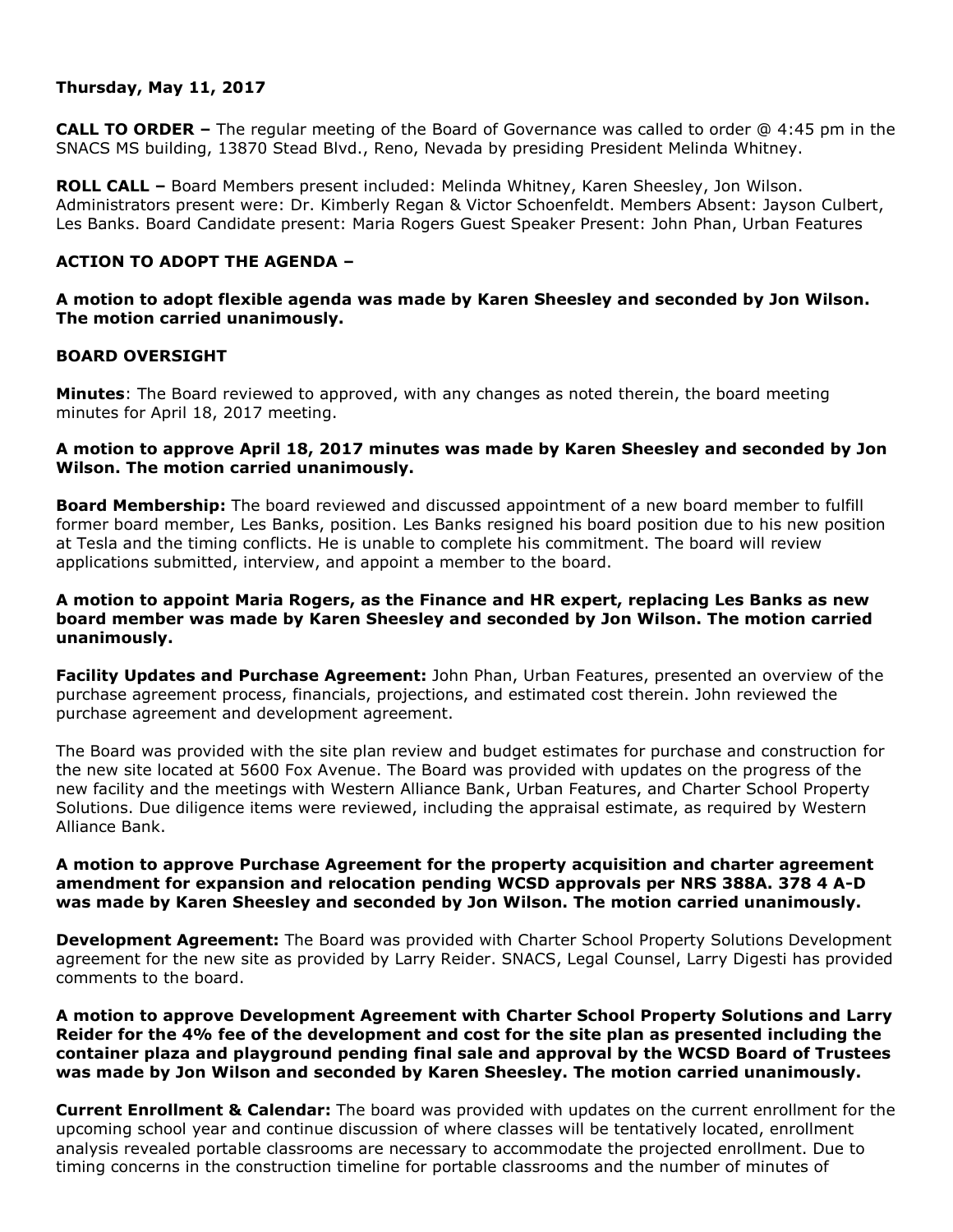**Thursday, May 11, 2017**

**CALL TO ORDER –** The regular meeting of the Board of Governance was called to order @ 4:45 pm in the SNACS MS building, 13870 Stead Blvd., Reno, Nevada by presiding President Melinda Whitney.

**ROLL CALL –** Board Members present included: Melinda Whitney, Karen Sheesley, Jon Wilson. Administrators present were: Dr. Kimberly Regan & Victor Schoenfeldt. Members Absent: Jayson Culbert, Les Banks. Board Candidate present: Maria Rogers Guest Speaker Present: John Phan, Urban Features

**ACTION TO ADOPT THE AGENDA –**

**A motion to adopt flexible agenda was made by Karen Sheesley and seconded by Jon Wilson. The motion carried unanimously.**

**BOARD OVERSIGHT**

**Minutes**: The Board reviewed to approved, with any changes as noted therein, the board meeting minutes for April 18, 2017 meeting.

**A motion to approve April 18, 2017 minutes was made by Karen Sheesley and seconded by Jon Wilson. The motion carried unanimously.**

**Board Membership:** The board reviewed and discussed appointment of a new board member to fulfill former board member, Les Banks, position. Les Banks resigned his board position due to his new position at Tesla and the timing conflicts. He is unable to complete his commitment. The board will review applications submitted, interview, and appoint a member to the board.

**A motion to appoint Maria Rogers, as the Finance and HR expert, replacing Les Banks as new board member was made by Karen Sheesley and seconded by Jon Wilson. The motion carried unanimously.**

**Facility Updates and Purchase Agreement:** John Phan, Urban Features, presented an overview of the purchase agreement process, financials, projections, and estimated cost therein. John reviewed the purchase agreement and development agreement.

The Board was provided with the site plan review and budget estimates for purchase and construction for the new site located at 5600 Fox Avenue. The Board was provided with updates on the progress of the new facility and the meetings with Western Alliance Bank, Urban Features, and Charter School Property Solutions. Due diligence items were reviewed, including the appraisal estimate, as required by Western Alliance Bank.

**A motion to approve Purchase Agreement for the property acquisition and charter agreement amendment for expansion and relocation pending WCSD approvals per NRS 388A. 378 4 A-D was made by Karen Sheesley and seconded by Jon Wilson. The motion carried unanimously.**

**Development Agreement:** The Board was provided with Charter School Property Solutions Development agreement for the new site as provided by Larry Reider. SNACS, Legal Counsel, Larry Digesti has provided comments to the board.

**A motion to approve Development Agreement with Charter School Property Solutions and Larry Reider for the 4% fee of the development and cost for the site plan as presented including the container plaza and playground pending final sale and approval by the WCSD Board of Trustees was made by Jon Wilson and seconded by Karen Sheesley. The motion carried unanimously.**

**Current Enrollment & Calendar:** The board was provided with updates on the current enrollment for the upcoming school year and continue discussion of where classes will be tentatively located, enrollment analysis revealed portable classrooms are necessary to accommodate the projected enrollment. Due to timing concerns in the construction timeline for portable classrooms and the number of minutes of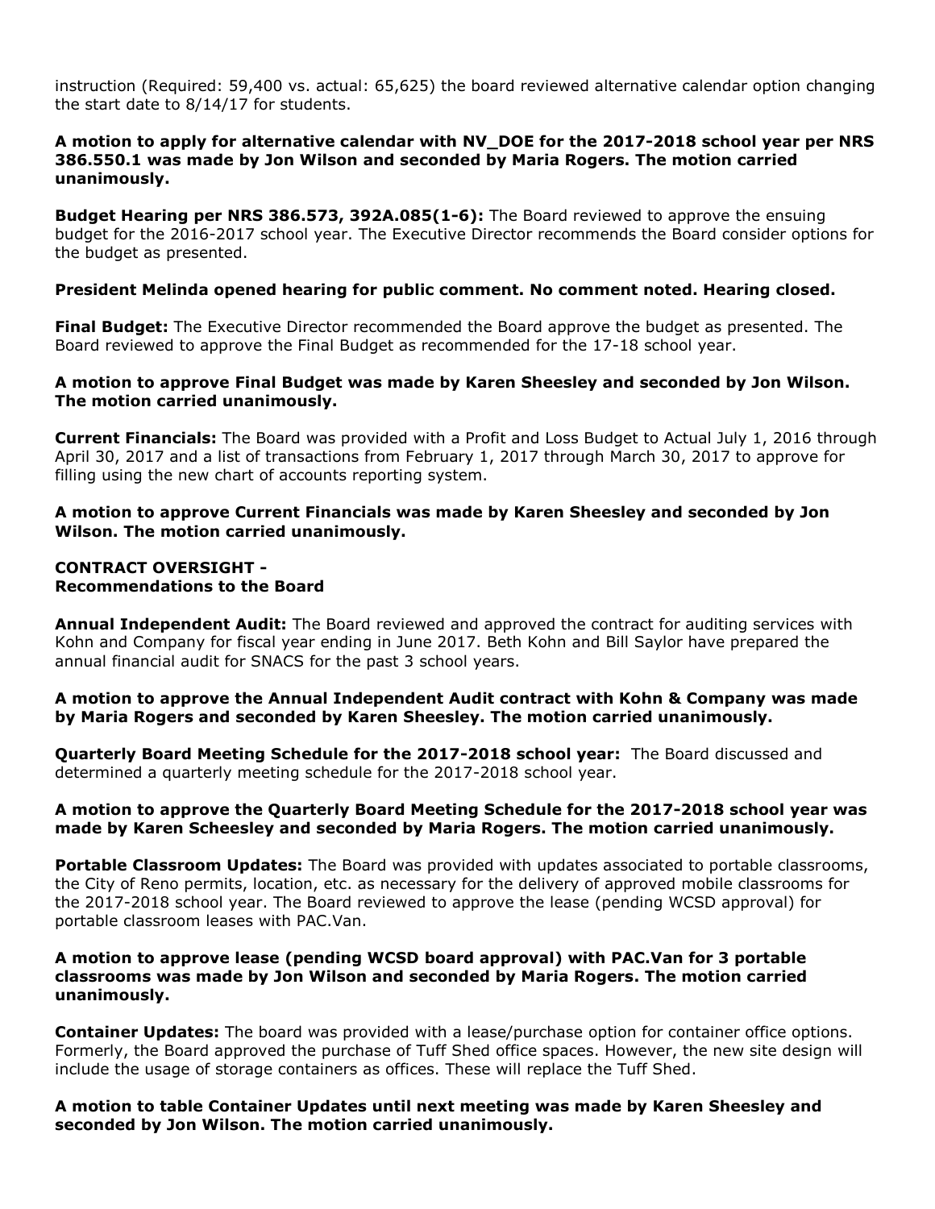instruction (Required: 59,400 vs. actual: 65,625) the board reviewed alternative calendar option changing the start date to 8/14/17 for students.

**A motion to apply for alternative calendar with NV_DOE for the 2017-2018 school year per NRS 386.550.1 was made by Jon Wilson and seconded by Maria Rogers. The motion carried unanimously.**

**Budget Hearing per NRS 386.573, 392A.085(1-6):** The Board reviewed to approve the ensuing budget for the 2016-2017 school year. The Executive Director recommends the Board consider options for the budget as presented.

**President Melinda opened hearing for public comment. No comment noted. Hearing closed.**

**Final Budget:** The Executive Director recommended the Board approve the budget as presented. The Board reviewed to approve the Final Budget as recommended for the 17-18 school year.

**A motion to approve Final Budget was made by Karen Sheesley and seconded by Jon Wilson. The motion carried unanimously.**

**Current Financials:** The Board was provided with a Profit and Loss Budget to Actual July 1, 2016 through April 30, 2017 and a list of transactions from February 1, 2017 through March 30, 2017 to approve for filling using the new chart of accounts reporting system.

**A motion to approve Current Financials was made by Karen Sheesley and seconded by Jon Wilson. The motion carried unanimously.**

**CONTRACT OVERSIGHT -**
**Recommendations to the Board**

**Annual Independent Audit:** The Board reviewed and approved the contract for auditing services with Kohn and Company for fiscal year ending in June 2017. Beth Kohn and Bill Saylor have prepared the annual financial audit for SNACS for the past 3 school years.

**A motion to approve the Annual Independent Audit contract with Kohn & Company was made by Maria Rogers and seconded by Karen Sheesley. The motion carried unanimously.**

**Quarterly Board Meeting Schedule for the 2017-2018 school year:** The Board discussed and determined a quarterly meeting schedule for the 2017-2018 school year.

**A motion to approve the Quarterly Board Meeting Schedule for the 2017-2018 school year was made by Karen Scheesley and seconded by Maria Rogers. The motion carried unanimously.**

**Portable Classroom Updates:** The Board was provided with updates associated to portable classrooms, the City of Reno permits, location, etc. as necessary for the delivery of approved mobile classrooms for the 2017-2018 school year. The Board reviewed to approve the lease (pending WCSD approval) for portable classroom leases with PAC.Van.

**A motion to approve lease (pending WCSD board approval) with PAC.Van for 3 portable classrooms was made by Jon Wilson and seconded by Maria Rogers. The motion carried unanimously.**

**Container Updates:** The board was provided with a lease/purchase option for container office options. Formerly, the Board approved the purchase of Tuff Shed office spaces. However, the new site design will include the usage of storage containers as offices. These will replace the Tuff Shed.

**A motion to table Container Updates until next meeting was made by Karen Sheesley and seconded by Jon Wilson. The motion carried unanimously.**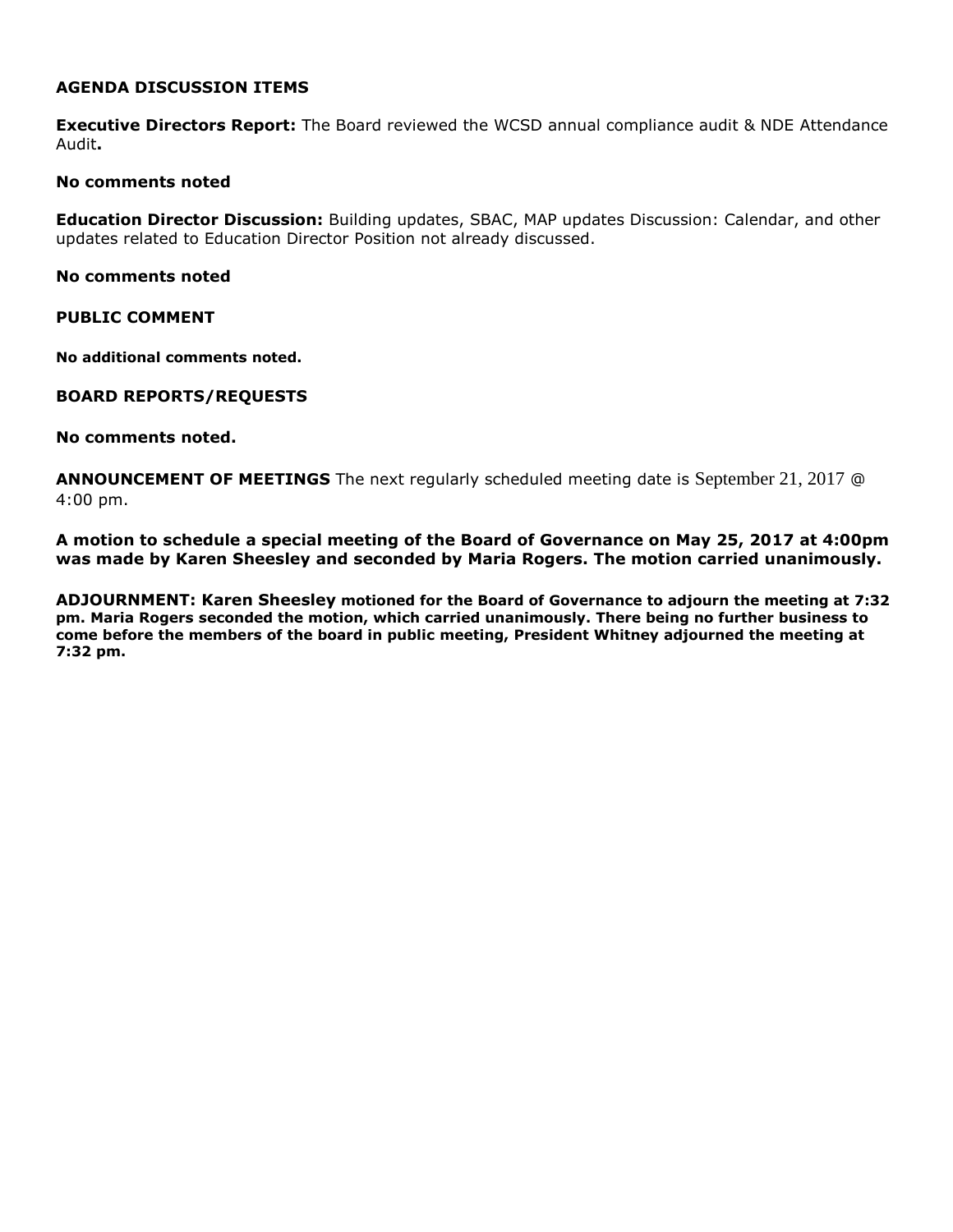**AGENDA DISCUSSION ITEMS**

**Executive Directors Report:** The Board reviewed the WCSD annual compliance audit & NDE Attendance Audit**.**

**No comments noted**

**Education Director Discussion:** Building updates, SBAC, MAP updates Discussion: Calendar, and other updates related to Education Director Position not already discussed.

**No comments noted**

**PUBLIC COMMENT**

**No additional comments noted.**

**BOARD REPORTS/REQUESTS**

**No comments noted.**

**ANNOUNCEMENT OF MEETINGS** The next regularly scheduled meeting date is September 21, 2017 @ 4:00 pm.

**A motion to schedule a special meeting of the Board of Governance on May 25, 2017 at 4:00pm was made by Karen Sheesley and seconded by Maria Rogers. The motion carried unanimously.**

**ADJOURNMENT: Karen Sheesley motioned for the Board of Governance to adjourn the meeting at 7:32 pm. Maria Rogers seconded the motion, which carried unanimously. There being no further business to come before the members of the board in public meeting, President Whitney adjourned the meeting at 7:32 pm.**